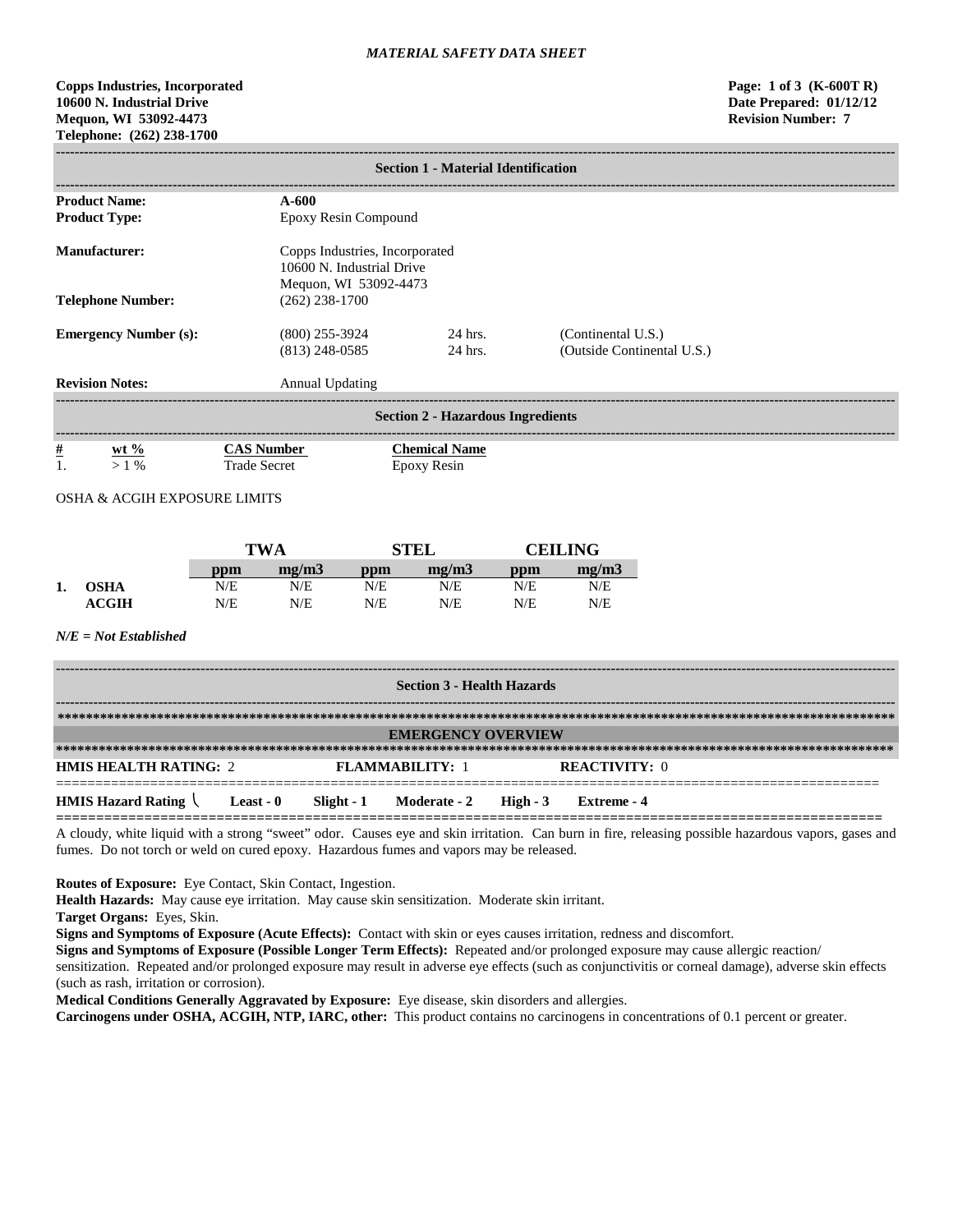*MATERIAL SAFETY DATA SHEET*

**Copps Industries, Incorporated**
**10600 N. Industrial Drive**
**Mequon, WI 53092-4473**
**Telephone: (262) 238-1700**

**Page: 1 of 3 (K-600T R)**
**Date Prepared: 01/12/12**
**Revision Number: 7**

## Section 1 - Material Identification

**Product Name:** **A-600**
**Product Type:** Epoxy Resin Compound

**Manufacturer:** Copps Industries, Incorporated
10600 N. Industrial Drive
Mequon, WI 53092-4473

**Telephone Number:** (262) 238-1700

**Emergency Number (s):**
(800) 255-3924 — 24 hrs. — (Continental U.S.)
(813) 248-0585 — 24 hrs. — (Outside Continental U.S.)

**Revision Notes:** Annual Updating

## Section 2 - Hazardous Ingredients

| # | wt % | CAS Number | Chemical Name |
|---|---|---|---|
| 1. | > 1 % | Trade Secret | Epoxy Resin |

OSHA & ACGIH EXPOSURE LIMITS

| | | TWA | | STEL | | CEILING | |
|---|---|---|---|---|---|---|---|
| | | ppm | mg/m3 | ppm | mg/m3 | ppm | mg/m3 |
| 1. | OSHA | N/E | N/E | N/E | N/E | N/E | N/E |
| | ACGIH | N/E | N/E | N/E | N/E | N/E | N/E |

***N/E = Not Established***

## Section 3 - Health Hazards

### EMERGENCY OVERVIEW

**HMIS HEALTH RATING:** 2 **FLAMMABILITY:** 1 **REACTIVITY:** 0

**HMIS Hazard Rating** \ **Least - 0** **Slight - 1** **Moderate - 2** **High - 3** **Extreme - 4**

A cloudy, white liquid with a strong "sweet" odor. Causes eye and skin irritation. Can burn in fire, releasing possible hazardous vapors, gases and fumes. Do not torch or weld on cured epoxy. Hazardous fumes and vapors may be released.

**Routes of Exposure:** Eye Contact, Skin Contact, Ingestion.
**Health Hazards:** May cause eye irritation. May cause skin sensitization. Moderate skin irritant.
**Target Organs:** Eyes, Skin.
**Signs and Symptoms of Exposure (Acute Effects):** Contact with skin or eyes causes irritation, redness and discomfort.
**Signs and Symptoms of Exposure (Possible Longer Term Effects):** Repeated and/or prolonged exposure may cause allergic reaction/ sensitization. Repeated and/or prolonged exposure may result in adverse eye effects (such as conjunctivitis or corneal damage), adverse skin effects (such as rash, irritation or corrosion).
**Medical Conditions Generally Aggravated by Exposure:** Eye disease, skin disorders and allergies.
**Carcinogens under OSHA, ACGIH, NTP, IARC, other:** This product contains no carcinogens in concentrations of 0.1 percent or greater.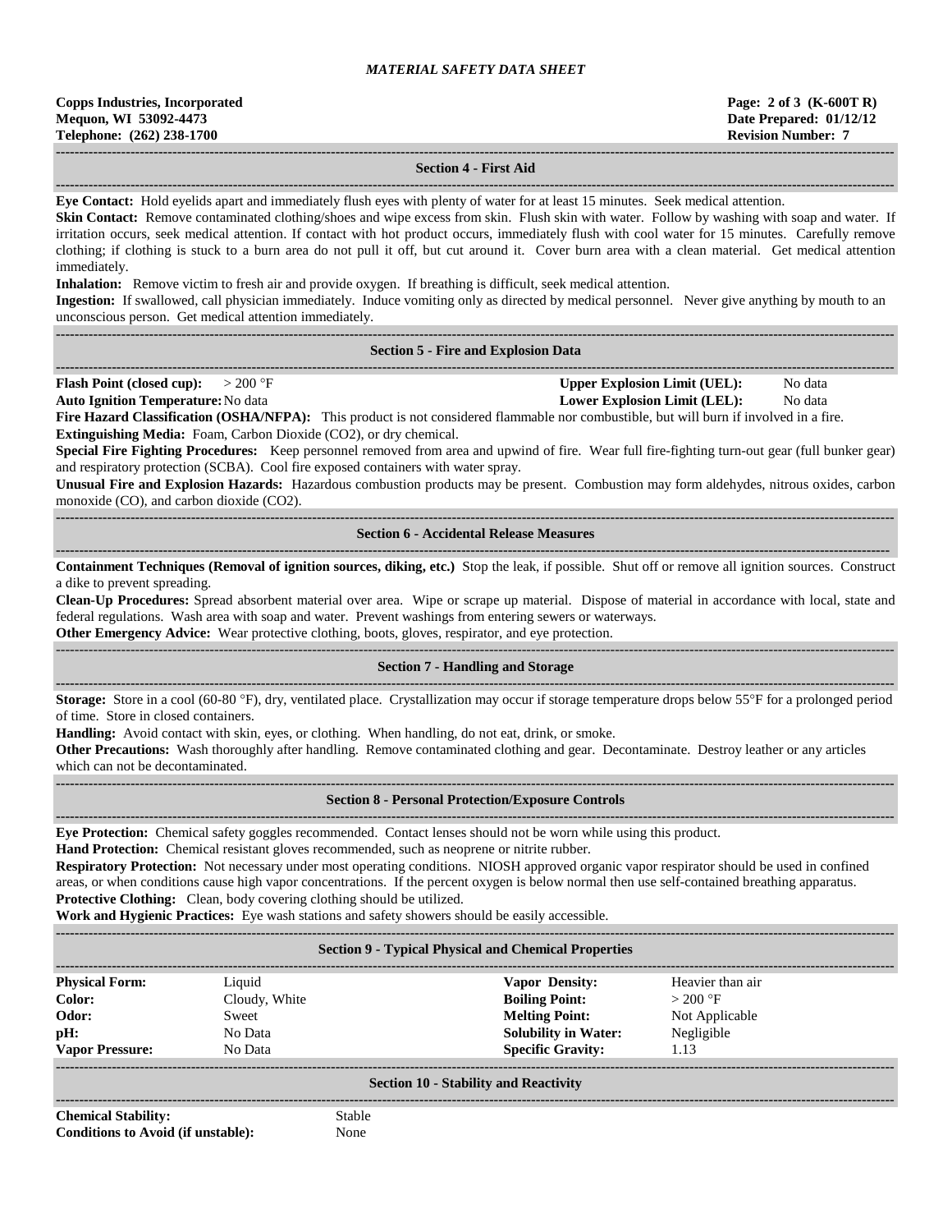## Section 4 - First Aid

**Eye Contact:** Hold eyelids apart and immediately flush eyes with plenty of water for at least 15 minutes. Seek medical attention.

**Skin Contact:** Remove contaminated clothing/shoes and wipe excess from skin. Flush skin with water. Follow by washing with soap and water. If irritation occurs, seek medical attention. If contact with hot product occurs, immediately flush with cool water for 15 minutes. Carefully remove clothing; if clothing is stuck to a burn area do not pull it off, but cut around it. Cover burn area with a clean material. Get medical attention immediately.

**Inhalation:** Remove victim to fresh air and provide oxygen. If breathing is difficult, seek medical attention.

**Ingestion:** If swallowed, call physician immediately. Induce vomiting only as directed by medical personnel. Never give anything by mouth to an unconscious person. Get medical attention immediately.

## Section 5 - Fire and Explosion Data

**Flash Point (closed cup):** > 200 °F
**Upper Explosion Limit (UEL):** No data
**Auto Ignition Temperature:** No data
**Lower Explosion Limit (LEL):** No data

**Fire Hazard Classification (OSHA/NFPA):** This product is not considered flammable nor combustible, but will burn if involved in a fire.

**Extinguishing Media:** Foam, Carbon Dioxide ($CO_2$), or dry chemical.

**Special Fire Fighting Procedures:** Keep personnel removed from area and upwind of fire. Wear full fire-fighting turn-out gear (full bunker gear) and respiratory protection (SCBA). Cool fire exposed containers with water spray.

**Unusual Fire and Explosion Hazards:** Hazardous combustion products may be present. Combustion may form aldehydes, nitrous oxides, carbon monoxide (CO), and carbon dioxide ($CO_2$).

## Section 6 - Accidental Release Measures

**Containment Techniques (Removal of ignition sources, diking, etc.)** Stop the leak, if possible. Shut off or remove all ignition sources. Construct a dike to prevent spreading.

**Clean-Up Procedures:** Spread absorbent material over area. Wipe or scrape up material. Dispose of material in accordance with local, state and federal regulations. Wash area with soap and water. Prevent washings from entering sewers or waterways.

**Other Emergency Advice:** Wear protective clothing, boots, gloves, respirator, and eye protection.

## Section 7 - Handling and Storage

**Storage:** Store in a cool (60-80 °F), dry, ventilated place. Crystallization may occur if storage temperature drops below 55°F for a prolonged period of time. Store in closed containers.

**Handling:** Avoid contact with skin, eyes, or clothing. When handling, do not eat, drink, or smoke.

**Other Precautions:** Wash thoroughly after handling. Remove contaminated clothing and gear. Decontaminate. Destroy leather or any articles which can not be decontaminated.

## Section 8 - Personal Protection/Exposure Controls

**Eye Protection:** Chemical safety goggles recommended. Contact lenses should not be worn while using this product.

**Hand Protection:** Chemical resistant gloves recommended, such as neoprene or nitrite rubber.

**Respiratory Protection:** Not necessary under most operating conditions. NIOSH approved organic vapor respirator should be used in confined areas, or when conditions cause high vapor concentrations. If the percent oxygen is below normal then use self-contained breathing apparatus.

**Protective Clothing:** Clean, body covering clothing should be utilized.

**Work and Hygienic Practices:** Eye wash stations and safety showers should be easily accessible.

## Section 9 - Typical Physical and Chemical Properties

| | | | |
|---|---|---|---|
| **Physical Form:** | Liquid | **Vapor Density:** | Heavier than air |
| **Color:** | Cloudy, White | **Boiling Point:** | > 200 °F |
| **Odor:** | Sweet | **Melting Point:** | Not Applicable |
| **pH:** | No Data | **Solubility in Water:** | Negligible |
| **Vapor Pressure:** | No Data | **Specific Gravity:** | 1.13 |

## Section 10 - Stability and Reactivity

**Chemical Stability:** Stable
**Conditions to Avoid (if unstable):** None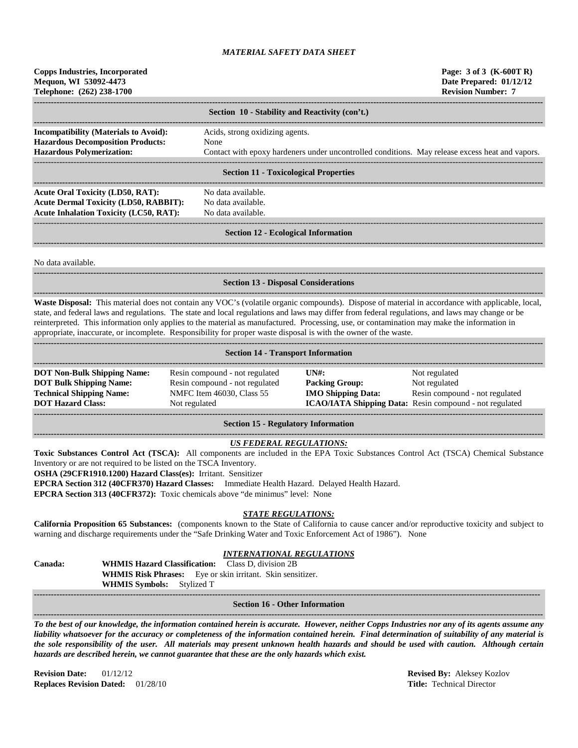*MATERIAL SAFETY DATA SHEET*

**Copps Industries, Incorporated**
**Mequon, WI 53092-4473**
**Telephone: (262) 238-1700**

**Page: 3 of 3 (K-600T R)**
**Date Prepared: 01/12/12**
**Revision Number: 7**

## Section 10 - Stability and Reactivity (con't.)

**Incompatibility (Materials to Avoid):** Acids, strong oxidizing agents.
**Hazardous Decomposition Products:** None
**Hazardous Polymerization:** Contact with epoxy hardeners under uncontrolled conditions. May release excess heat and vapors.

## Section 11 - Toxicological Properties

**Acute Oral Toxicity (LD50, RAT):** No data available.
**Acute Dermal Toxicity (LD50, RABBIT):** No data available.
**Acute Inhalation Toxicity (LC50, RAT):** No data available.

## Section 12 - Ecological Information

No data available.

## Section 13 - Disposal Considerations

**Waste Disposal:** This material does not contain any VOC's (volatile organic compounds). Dispose of material in accordance with applicable, local, state, and federal laws and regulations. The state and local regulations and laws may differ from federal regulations, and laws may change or be reinterpreted. This information only applies to the material as manufactured. Processing, use, or contamination may make the information in appropriate, inaccurate, or incomplete. Responsibility for proper waste disposal is with the owner of the waste.

## Section 14 - Transport Information

| | | | |
|---|---|---|---|
| **DOT Non-Bulk Shipping Name:** | Resin compound - not regulated | **UN#:** | Not regulated |
| **DOT Bulk Shipping Name:** | Resin compound - not regulated | **Packing Group:** | Not regulated |
| **Technical Shipping Name:** | NMFC Item 46030, Class 55 | **IMO Shipping Data:** | Resin compound - not regulated |
| **DOT Hazard Class:** | Not regulated | **ICAO/IATA Shipping Data:** | Resin compound - not regulated |

## Section 15 - Regulatory Information

***US FEDERAL REGULATIONS:***

**Toxic Substances Control Act (TSCA):** All components are included in the EPA Toxic Substances Control Act (TSCA) Chemical Substance Inventory or are not required to be listed on the TSCA Inventory.
**OSHA (29CFR1910.1200) Hazard Class(es):** Irritant. Sensitizer
**EPCRA Section 312 (40CFR370) Hazard Classes:** Immediate Health Hazard. Delayed Health Hazard.
**EPCRA Section 313 (40CFR372):** Toxic chemicals above "de minimus" level: None

***STATE REGULATIONS:***

**California Proposition 65 Substances:** (components known to the State of California to cause cancer and/or reproductive toxicity and subject to warning and discharge requirements under the "Safe Drinking Water and Toxic Enforcement Act of 1986"). None

***INTERNATIONAL REGULATIONS***

**Canada:**
**WHMIS Hazard Classification:** Class D, division 2B
**WHMIS Risk Phrases:** Eye or skin irritant. Skin sensitizer.
**WHMIS Symbols:** Stylized T

## Section 16 - Other Information

***To the best of our knowledge, the information contained herein is accurate. However, neither Copps Industries nor any of its agents assume any liability whatsoever for the accuracy or completeness of the information contained herein. Final determination of suitability of any material is the sole responsibility of the user. All materials may present unknown health hazards and should be used with caution. Although certain hazards are described herein, we cannot guarantee that these are the only hazards which exist.***

**Revision Date:** 01/12/12
**Replaces Revision Dated:** 01/28/10

**Revised By:** Aleksey Kozlov
**Title:** Technical Director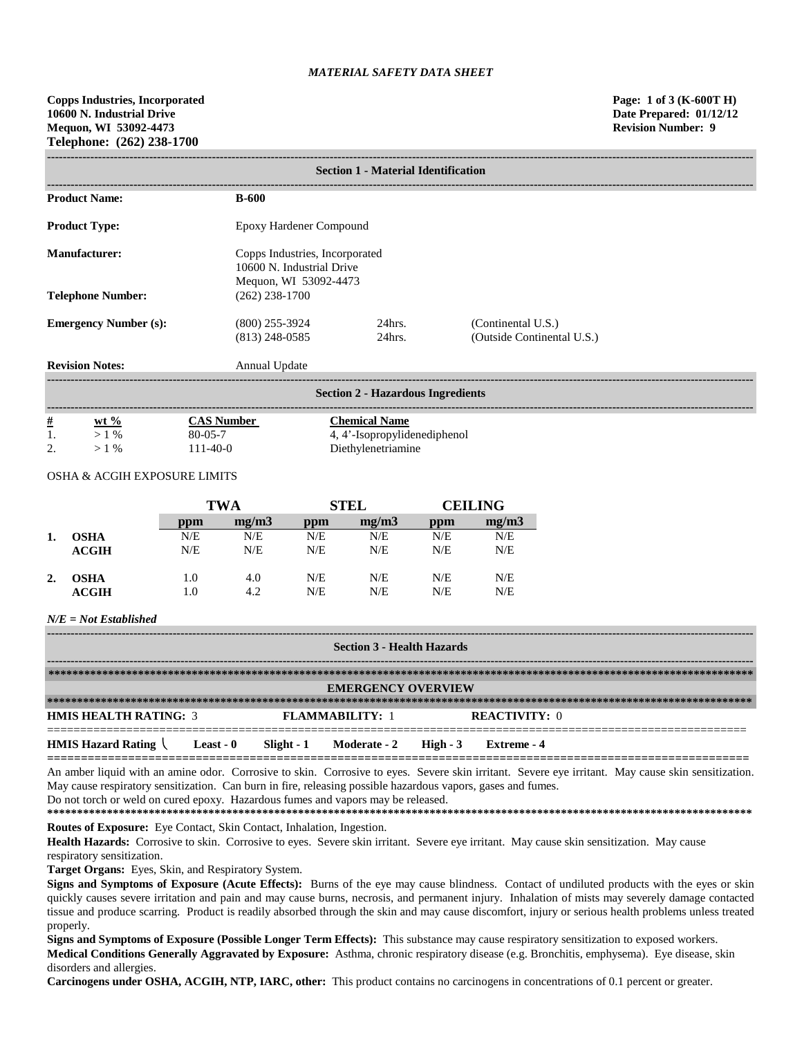*MATERIAL SAFETY DATA SHEET*

**Copps Industries, Incorporated**
**10600 N. Industrial Drive**
**Mequon, WI 53092-4473**
**Telephone: (262) 238-1700**

**Page: 1 of 3 (K-600T H)**
**Date Prepared: 01/12/12**
**Revision Number: 9**

## Section 1 - Material Identification

**Product Name:** B-600

**Product Type:** Epoxy Hardener Compound

**Manufacturer:** Copps Industries, Incorporated
10600 N. Industrial Drive
Mequon, WI 53092-4473

**Telephone Number:** (262) 238-1700

**Emergency Number (s):**

| | | |
|---|---|---|
| (800) 255-3924 | 24hrs. | (Continental U.S.) |
| (813) 248-0585 | 24hrs. | (Outside Continental U.S.) |

**Revision Notes:** Annual Update

## Section 2 - Hazardous Ingredients

| # | wt % | CAS Number | Chemical Name |
|---|---|---|---|
| 1. | > 1 % | 80-05-7 | 4, 4'-Isopropylidenediphenol |
| 2. | > 1 % | 111-40-0 | Diethylenetriamine |

OSHA & ACGIH EXPOSURE LIMITS

| | | TWA | | STEL | | CEILING | |
|---|---|---|---|---|---|---|---|
| | | ppm | mg/m3 | ppm | mg/m3 | ppm | mg/m3 |
| **1.** | **OSHA** | N/E | N/E | N/E | N/E | N/E | N/E |
| | **ACGIH** | N/E | N/E | N/E | N/E | N/E | N/E |
| **2.** | **OSHA** | 1.0 | 4.0 | N/E | N/E | N/E | N/E |
| | **ACGIH** | 1.0 | 4.2 | N/E | N/E | N/E | N/E |

***N/E = Not Established***

## Section 3 - Health Hazards

### EMERGENCY OVERVIEW

**HMIS HEALTH RATING:** 3 **FLAMMABILITY:** 1 **REACTIVITY:** 0

**HMIS Hazard Rating** \ **Least - 0** **Slight - 1** **Moderate - 2** **High - 3** **Extreme - 4**

An amber liquid with an amine odor. Corrosive to skin. Corrosive to eyes. Severe skin irritant. Severe eye irritant. May cause skin sensitization. May cause respiratory sensitization. Can burn in fire, releasing possible hazardous vapors, gases and fumes.
Do not torch or weld on cured epoxy. Hazardous fumes and vapors may be released.

**Routes of Exposure:** Eye Contact, Skin Contact, Inhalation, Ingestion.

**Health Hazards:** Corrosive to skin. Corrosive to eyes. Severe skin irritant. Severe eye irritant. May cause skin sensitization. May cause respiratory sensitization.

**Target Organs:** Eyes, Skin, and Respiratory System.

**Signs and Symptoms of Exposure (Acute Effects):** Burns of the eye may cause blindness. Contact of undiluted products with the eyes or skin quickly causes severe irritation and pain and may cause burns, necrosis, and permanent injury. Inhalation of mists may severely damage contacted tissue and produce scarring. Product is readily absorbed through the skin and may cause discomfort, injury or serious health problems unless treated properly.

**Signs and Symptoms of Exposure (Possible Longer Term Effects):** This substance may cause respiratory sensitization to exposed workers.

**Medical Conditions Generally Aggravated by Exposure:** Asthma, chronic respiratory disease (e.g. Bronchitis, emphysema). Eye disease, skin disorders and allergies.

**Carcinogens under OSHA, ACGIH, NTP, IARC, other:** This product contains no carcinogens in concentrations of 0.1 percent or greater.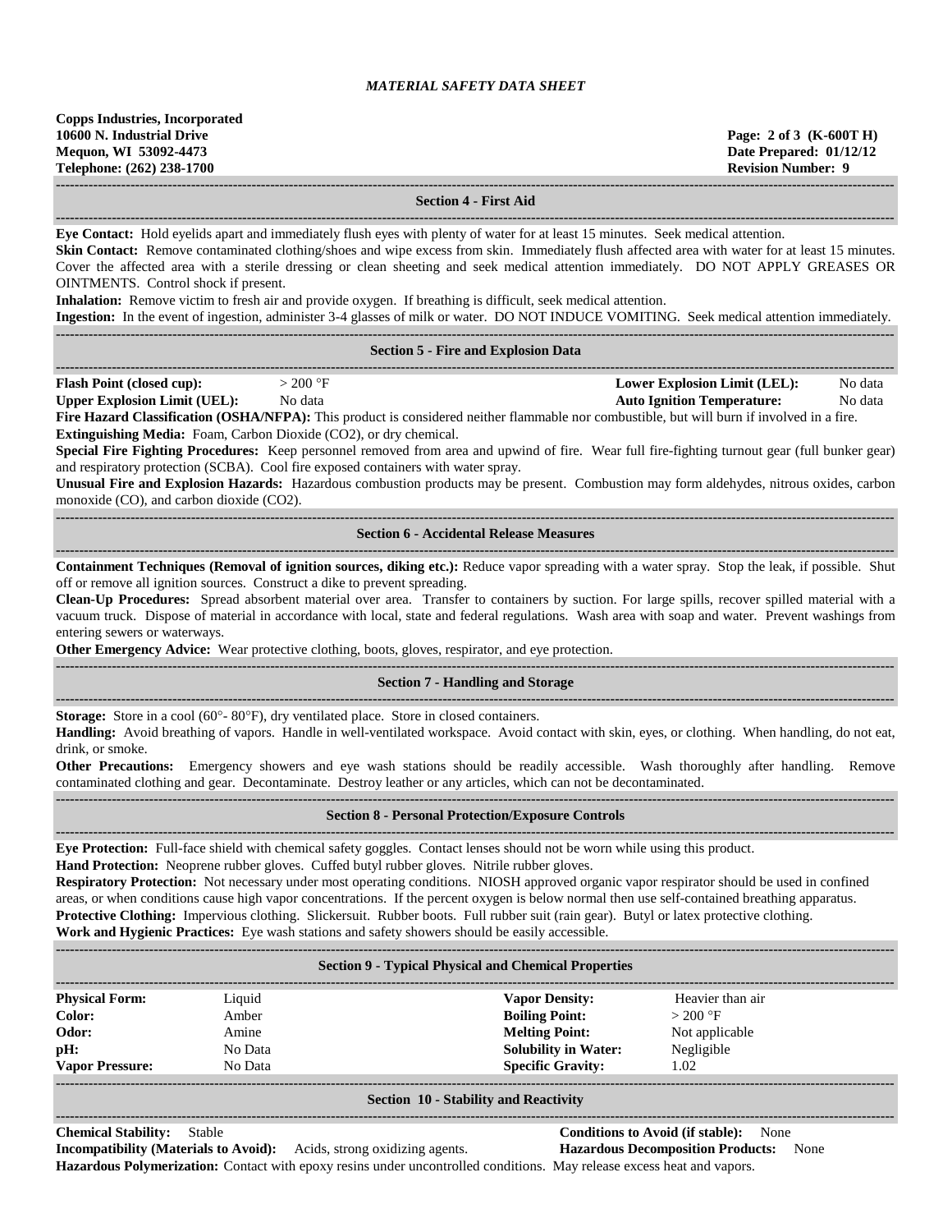# MATERIAL SAFETY DATA SHEET

**Copps Industries, Incorporated**
**10600 N. Industrial Drive**
**Mequon, WI 53092-4473**
**Telephone: (262) 238-1700**

**Page: 2 of 3 (K-600T H)**
**Date Prepared: 01/12/12**
**Revision Number: 9**

## Section 4 - First Aid

**Eye Contact:** Hold eyelids apart and immediately flush eyes with plenty of water for at least 15 minutes. Seek medical attention.

**Skin Contact:** Remove contaminated clothing/shoes and wipe excess from skin. Immediately flush affected area with water for at least 15 minutes. Cover the affected area with a sterile dressing or clean sheeting and seek medical attention immediately. DO NOT APPLY GREASES OR OINTMENTS. Control shock if present.

**Inhalation:** Remove victim to fresh air and provide oxygen. If breathing is difficult, seek medical attention.

**Ingestion:** In the event of ingestion, administer 3-4 glasses of milk or water. DO NOT INDUCE VOMITING. Seek medical attention immediately.

## Section 5 - Fire and Explosion Data

| | | | |
|---|---|---|---|
| **Flash Point (closed cup):** | > 200 °F | **Lower Explosion Limit (LEL):** | No data |
| **Upper Explosion Limit (UEL):** | No data | **Auto Ignition Temperature:** | No data |

**Fire Hazard Classification (OSHA/NFPA):** This product is considered neither flammable nor combustible, but will burn if involved in a fire.

**Extinguishing Media:** Foam, Carbon Dioxide ($CO_2$), or dry chemical.

**Special Fire Fighting Procedures:** Keep personnel removed from area and upwind of fire. Wear full fire-fighting turnout gear (full bunker gear) and respiratory protection (SCBA). Cool fire exposed containers with water spray.

**Unusual Fire and Explosion Hazards:** Hazardous combustion products may be present. Combustion may form aldehydes, nitrous oxides, carbon monoxide (CO), and carbon dioxide ($CO_2$).

## Section 6 - Accidental Release Measures

**Containment Techniques (Removal of ignition sources, diking etc.):** Reduce vapor spreading with a water spray. Stop the leak, if possible. Shut off or remove all ignition sources. Construct a dike to prevent spreading.

**Clean-Up Procedures:** Spread absorbent material over area. Transfer to containers by suction. For large spills, recover spilled material with a vacuum truck. Dispose of material in accordance with local, state and federal regulations. Wash area with soap and water. Prevent washings from entering sewers or waterways.

**Other Emergency Advice:** Wear protective clothing, boots, gloves, respirator, and eye protection.

## Section 7 - Handling and Storage

**Storage:** Store in a cool (60°- 80°F), dry ventilated place. Store in closed containers.

**Handling:** Avoid breathing of vapors. Handle in well-ventilated workspace. Avoid contact with skin, eyes, or clothing. When handling, do not eat, drink, or smoke.

**Other Precautions:** Emergency showers and eye wash stations should be readily accessible. Wash thoroughly after handling. Remove contaminated clothing and gear. Decontaminate. Destroy leather or any articles, which can not be decontaminated.

## Section 8 - Personal Protection/Exposure Controls

**Eye Protection:** Full-face shield with chemical safety goggles. Contact lenses should not be worn while using this product.

**Hand Protection:** Neoprene rubber gloves. Cuffed butyl rubber gloves. Nitrile rubber gloves.

**Respiratory Protection:** Not necessary under most operating conditions. NIOSH approved organic vapor respirator should be used in confined areas, or when conditions cause high vapor concentrations. If the percent oxygen is below normal then use self-contained breathing apparatus.

**Protective Clothing:** Impervious clothing. Slickersuit. Rubber boots. Full rubber suit (rain gear). Butyl or latex protective clothing.

**Work and Hygienic Practices:** Eye wash stations and safety showers should be easily accessible.

## Section 9 - Typical Physical and Chemical Properties

| | | | |
|---|---|---|---|
| **Physical Form:** | Liquid | **Vapor Density:** | Heavier than air |
| **Color:** | Amber | **Boiling Point:** | > 200 °F |
| **Odor:** | Amine | **Melting Point:** | Not applicable |
| **pH:** | No Data | **Solubility in Water:** | Negligible |
| **Vapor Pressure:** | No Data | **Specific Gravity:** | 1.02 |

## Section 10 - Stability and Reactivity

**Chemical Stability:** Stable

**Conditions to Avoid (if stable):** None

**Incompatibility (Materials to Avoid):** Acids, strong oxidizing agents.

**Hazardous Decomposition Products:** None

**Hazardous Polymerization:** Contact with epoxy resins under uncontrolled conditions. May release excess heat and vapors.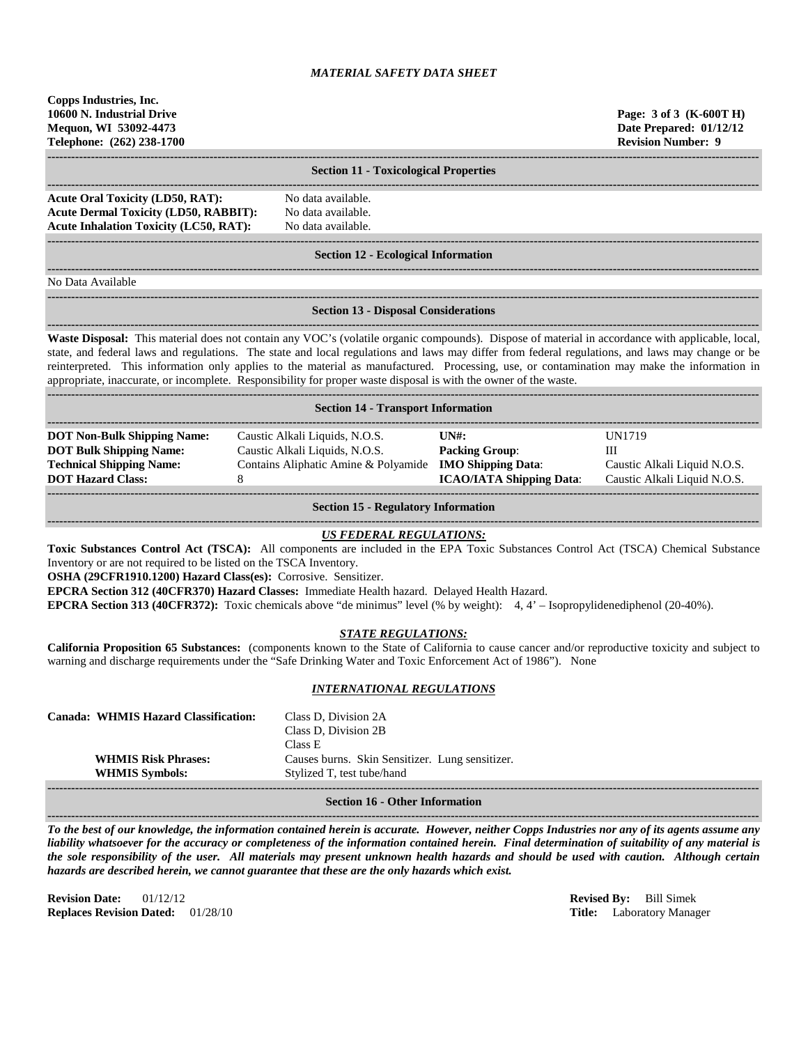*MATERIAL SAFETY DATA SHEET*

**Copps Industries, Inc.**
**10600 N. Industrial Drive**
**Mequon, WI 53092-4473**
**Telephone: (262) 238-1700**

**Page: 3 of 3 (K-600T H)**
**Date Prepared: 01/12/12**
**Revision Number: 9**

## Section 11 - Toxicological Properties

| | |
|---|---|
| **Acute Oral Toxicity (LD50, RAT):** | No data available. |
| **Acute Dermal Toxicity (LD50, RABBIT):** | No data available. |
| **Acute Inhalation Toxicity (LC50, RAT):** | No data available. |

## Section 12 - Ecological Information

No Data Available

## Section 13 - Disposal Considerations

**Waste Disposal:** This material does not contain any VOC's (volatile organic compounds). Dispose of material in accordance with applicable, local, state, and federal laws and regulations. The state and local regulations and laws may differ from federal regulations, and laws may change or be reinterpreted. This information only applies to the material as manufactured. Processing, use, or contamination may make the information in appropriate, inaccurate, or incomplete. Responsibility for proper waste disposal is with the owner of the waste.

## Section 14 - Transport Information

| | | | |
|---|---|---|---|
| **DOT Non-Bulk Shipping Name:** | Caustic Alkali Liquids, N.O.S. | **UN#:** | UN1719 |
| **DOT Bulk Shipping Name:** | Caustic Alkali Liquids, N.O.S. | **Packing Group**: | III |
| **Technical Shipping Name:** | Contains Aliphatic Amine & Polyamide | **IMO Shipping Data**: | Caustic Alkali Liquid N.O.S. |
| **DOT Hazard Class:** | 8 | **ICAO/IATA Shipping Data**: | Caustic Alkali Liquid N.O.S. |

## Section 15 - Regulatory Information

***US FEDERAL REGULATIONS:***

**Toxic Substances Control Act (TSCA):** All components are included in the EPA Toxic Substances Control Act (TSCA) Chemical Substance Inventory or are not required to be listed on the TSCA Inventory.

**OSHA (29CFR1910.1200) Hazard Class(es):** Corrosive. Sensitizer.

**EPCRA Section 312 (40CFR370) Hazard Classes:** Immediate Health hazard. Delayed Health Hazard.

**EPCRA Section 313 (40CFR372):** Toxic chemicals above "de minimus" level (% by weight): 4, 4' – Isopropylidenediphenol (20-40%).

***STATE REGULATIONS:***

**California Proposition 65 Substances:** (components known to the State of California to cause cancer and/or reproductive toxicity and subject to warning and discharge requirements under the "Safe Drinking Water and Toxic Enforcement Act of 1986"). None

***INTERNATIONAL REGULATIONS***

| | |
|---|---|
| **Canada: WHMIS Hazard Classification:** | Class D, Division 2A<br>Class D, Division 2B<br>Class E |
| **WHMIS Risk Phrases:** | Causes burns. Skin Sensitizer. Lung sensitizer. |
| **WHMIS Symbols:** | Stylized T, test tube/hand |

## Section 16 - Other Information

***To the best of our knowledge, the information contained herein is accurate. However, neither Copps Industries nor any of its agents assume any liability whatsoever for the accuracy or completeness of the information contained herein. Final determination of suitability of any material is the sole responsibility of the user. All materials may present unknown health hazards and should be used with caution. Although certain hazards are described herein, we cannot guarantee that these are the only hazards which exist.***

**Revision Date:** 01/12/12
**Replaces Revision Dated:** 01/28/10

**Revised By:** Bill Simek
**Title:** Laboratory Manager